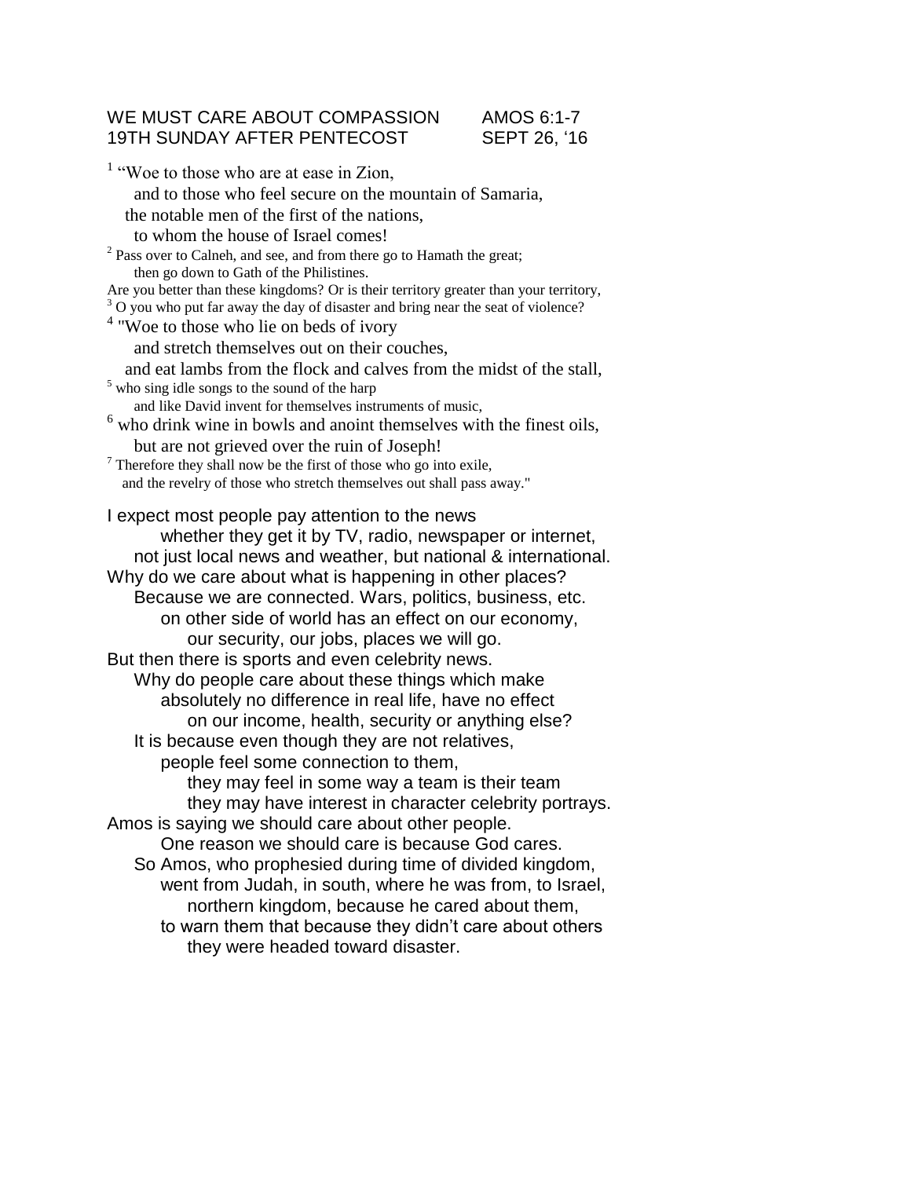WE MUST CARE ABOUT COMPASSION AMOS 6:1-7
19TH SUNDAY AFTER PENTECOST SEPT 26, '16

[1] "Woe to those who are at ease in Zion,
and to those who feel secure on the mountain of Samaria,
the notable men of the first of the nations,
to whom the house of Israel comes!
[2] Pass over to Calneh, and see, and from there go to Hamath the great;
then go down to Gath of the Philistines.
Are you better than these kingdoms? Or is their territory greater than your territory,
[3] O you who put far away the day of disaster and bring near the seat of violence?
[4] "Woe to those who lie on beds of ivory
and stretch themselves out on their couches,
and eat lambs from the flock and calves from the midst of the stall,
[5] who sing idle songs to the sound of the harp
and like David invent for themselves instruments of music,
[6] who drink wine in bowls and anoint themselves with the finest oils,
but are not grieved over the ruin of Joseph!
[7] Therefore they shall now be the first of those who go into exile,
and the revelry of those who stretch themselves out shall pass away."

I expect most people pay attention to the news
whether they get it by TV, radio, newspaper or internet,
not just local news and weather, but national & international.
Why do we care about what is happening in other places?
Because we are connected. Wars, politics, business, etc.
on other side of world has an effect on our economy,
our security, our jobs, places we will go.
But then there is sports and even celebrity news.
Why do people care about these things which make
absolutely no difference in real life, have no effect
on our income, health, security or anything else?
It is because even though they are not relatives,
people feel some connection to them,
they may feel in some way a team is their team
they may have interest in character celebrity portrays.
Amos is saying we should care about other people.
One reason we should care is because God cares.
So Amos, who prophesied during time of divided kingdom,
went from Judah, in south, where he was from, to Israel,
northern kingdom, because he cared about them,
to warn them that because they didn't care about others
they were headed toward disaster.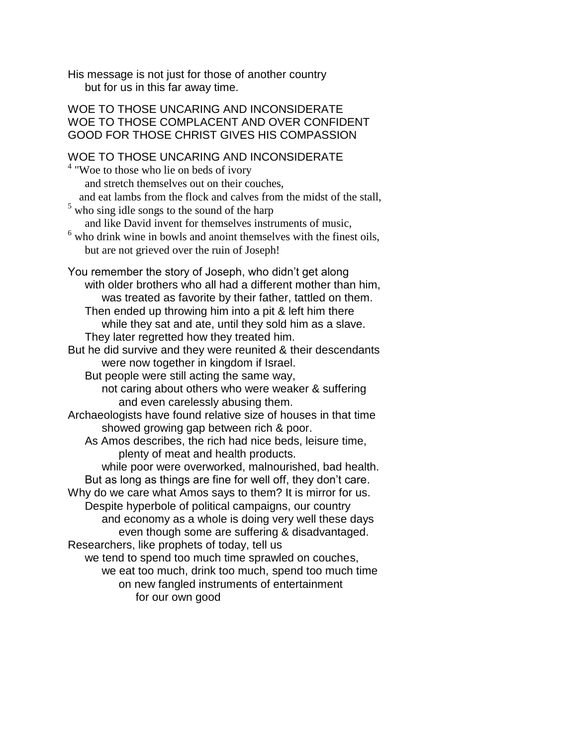His message is not just for those of another country
but for us in this far away time.

WOE TO THOSE UNCARING AND INCONSIDERATE
WOE TO THOSE COMPLACENT AND OVER CONFIDENT
GOOD FOR THOSE CHRIST GIVES HIS COMPASSION

WOE TO THOSE UNCARING AND INCONSIDERATE

[4] "Woe to those who lie on beds of ivory
and stretch themselves out on their couches,
and eat lambs from the flock and calves from the midst of the stall,
[5] who sing idle songs to the sound of the harp
and like David invent for themselves instruments of music,
[6] who drink wine in bowls and anoint themselves with the finest oils,
but are not grieved over the ruin of Joseph!

You remember the story of Joseph, who didn't get along
with older brothers who all had a different mother than him,
was treated as favorite by their father, tattled on them.
Then ended up throwing him into a pit & left him there
while they sat and ate, until they sold him as a slave.
They later regretted how they treated him.
But he did survive and they were reunited & their descendants
were now together in kingdom if Israel.
But people were still acting the same way,
not caring about others who were weaker & suffering
and even carelessly abusing them.
Archaeologists have found relative size of houses in that time
showed growing gap between rich & poor.
As Amos describes, the rich had nice beds, leisure time,
plenty of meat and health products.
while poor were overworked, malnourished, bad health.
But as long as things are fine for well off, they don't care.
Why do we care what Amos says to them? It is mirror for us.
Despite hyperbole of political campaigns, our country
and economy as a whole is doing very well these days
even though some are suffering & disadvantaged.
Researchers, like prophets of today, tell us
we tend to spend too much time sprawled on couches,
we eat too much, drink too much, spend too much time
on new fangled instruments of entertainment
for our own good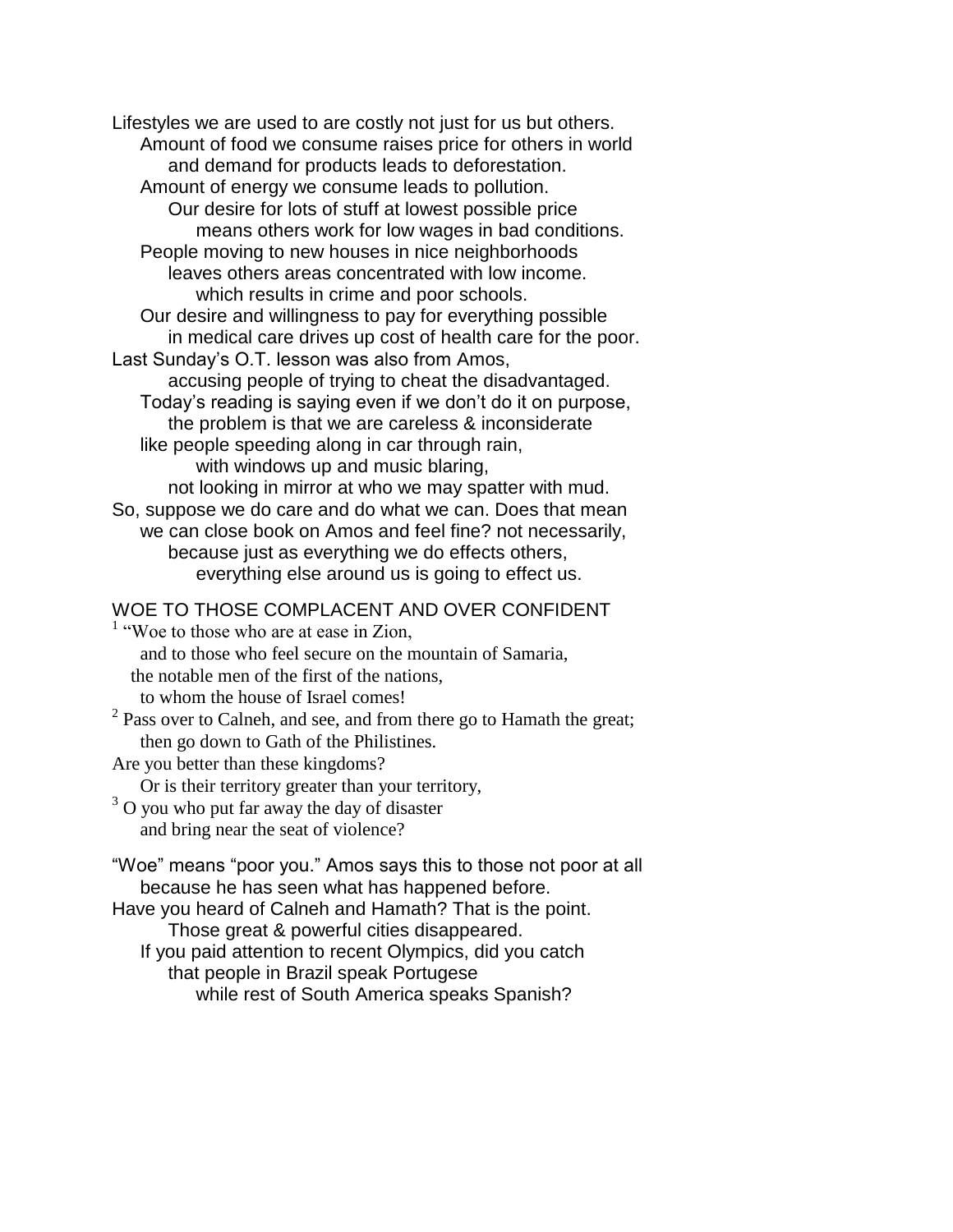Lifestyles we are used to are costly not just for us but others.
Amount of food we consume raises price for others in world
and demand for products leads to deforestation.
Amount of energy we consume leads to pollution.
Our desire for lots of stuff at lowest possible price
means others work for low wages in bad conditions.
People moving to new houses in nice neighborhoods
leaves others areas concentrated with low income.
which results in crime and poor schools.
Our desire and willingness to pay for everything possible
in medical care drives up cost of health care for the poor.
Last Sunday's O.T. lesson was also from Amos,
accusing people of trying to cheat the disadvantaged.
Today's reading is saying even if we don't do it on purpose,
the problem is that we are careless & inconsiderate
like people speeding along in car through rain,
with windows up and music blaring,
not looking in mirror at who we may spatter with mud.
So, suppose we do care and do what we can. Does that mean
we can close book on Amos and feel fine? not necessarily,
because just as everything we do effects others,
everything else around us is going to effect us.

WOE TO THOSE COMPLACENT AND OVER CONFIDENT

[1] "Woe to those who are at ease in Zion,
and to those who feel secure on the mountain of Samaria,
the notable men of the first of the nations,
to whom the house of Israel comes!
[2] Pass over to Calneh, and see, and from there go to Hamath the great;
then go down to Gath of the Philistines.
Are you better than these kingdoms?
Or is their territory greater than your territory,
[3] O you who put far away the day of disaster
and bring near the seat of violence?

"Woe" means "poor you." Amos says this to those not poor at all
because he has seen what has happened before.
Have you heard of Calneh and Hamath? That is the point.
Those great & powerful cities disappeared.
If you paid attention to recent Olympics, did you catch
that people in Brazil speak Portugese
while rest of South America speaks Spanish?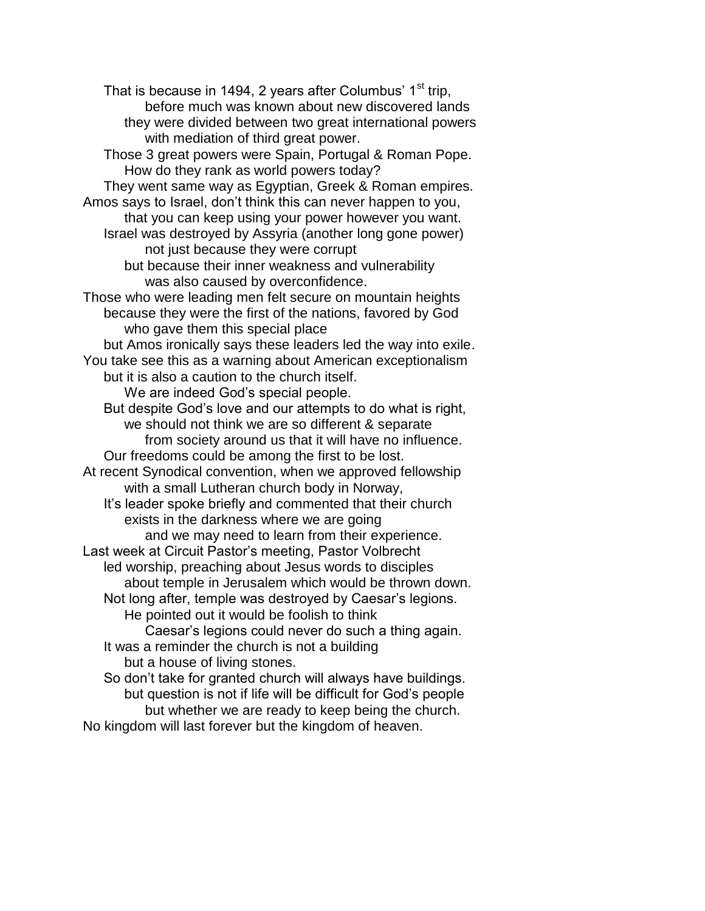That is because in 1494, 2 years after Columbus' 1st trip,
before much was known about new discovered lands
they were divided between two great international powers
with mediation of third great power.
Those 3 great powers were Spain, Portugal & Roman Pope.
How do they rank as world powers today?
They went same way as Egyptian, Greek & Roman empires.
Amos says to Israel, don't think this can never happen to you,
that you can keep using your power however you want.
Israel was destroyed by Assyria (another long gone power)
not just because they were corrupt
but because their inner weakness and vulnerability
was also caused by overconfidence.
Those who were leading men felt secure on mountain heights
because they were the first of the nations, favored by God
who gave them this special place
but Amos ironically says these leaders led the way into exile.
You take see this as a warning about American exceptionalism
but it is also a caution to the church itself.
We are indeed God's special people.
But despite God's love and our attempts to do what is right,
we should not think we are so different & separate
from society around us that it will have no influence.
Our freedoms could be among the first to be lost.
At recent Synodical convention, when we approved fellowship
with a small Lutheran church body in Norway,
It's leader spoke briefly and commented that their church
exists in the darkness where we are going
and we may need to learn from their experience.
Last week at Circuit Pastor's meeting, Pastor Volbrecht
led worship, preaching about Jesus words to disciples
about temple in Jerusalem which would be thrown down.
Not long after, temple was destroyed by Caesar's legions.
He pointed out it would be foolish to think
Caesar's legions could never do such a thing again.
It was a reminder the church is not a building
but a house of living stones.
So don't take for granted church will always have buildings.
but question is not if life will be difficult for God's people
but whether we are ready to keep being the church.
No kingdom will last forever but the kingdom of heaven.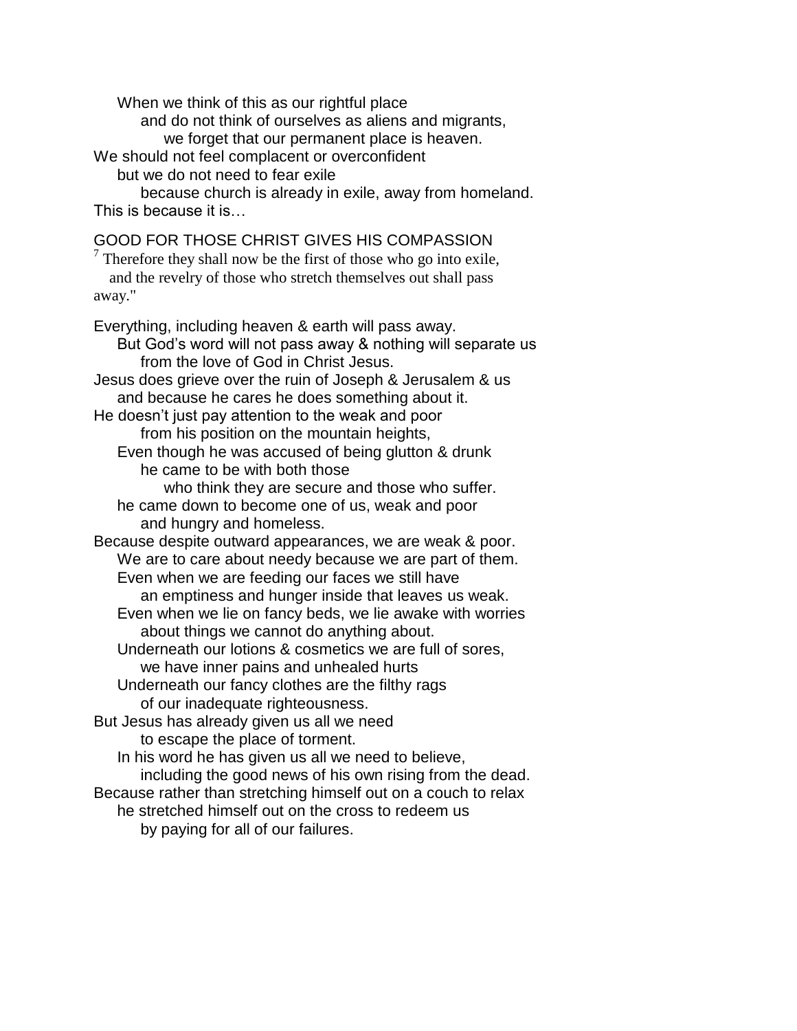When we think of this as our rightful place
and do not think of ourselves as aliens and migrants,
we forget that our permanent place is heaven.
We should not feel complacent or overconfident
but we do not need to fear exile
because church is already in exile, away from homeland.
This is because it is…

GOOD FOR THOSE CHRIST GIVES HIS COMPASSION

[7] Therefore they shall now be the first of those who go into exile,
and the revelry of those who stretch themselves out shall pass away."

Everything, including heaven & earth will pass away.
But God's word will not pass away & nothing will separate us
from the love of God in Christ Jesus.
Jesus does grieve over the ruin of Joseph & Jerusalem & us
and because he cares he does something about it.
He doesn't just pay attention to the weak and poor
from his position on the mountain heights,
Even though he was accused of being glutton & drunk
he came to be with both those
who think they are secure and those who suffer.
he came down to become one of us, weak and poor
and hungry and homeless.
Because despite outward appearances, we are weak & poor.
We are to care about needy because we are part of them.
Even when we are feeding our faces we still have
an emptiness and hunger inside that leaves us weak.
Even when we lie on fancy beds, we lie awake with worries
about things we cannot do anything about.
Underneath our lotions & cosmetics we are full of sores,
we have inner pains and unhealed hurts
Underneath our fancy clothes are the filthy rags
of our inadequate righteousness.
But Jesus has already given us all we need
to escape the place of torment.
In his word he has given us all we need to believe,
including the good news of his own rising from the dead.
Because rather than stretching himself out on a couch to relax
he stretched himself out on the cross to redeem us
by paying for all of our failures.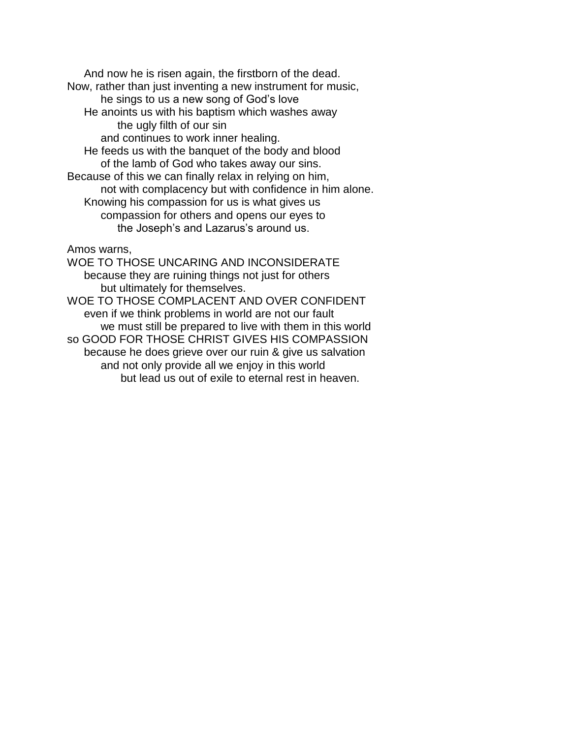And now he is risen again, the firstborn of the dead.
Now, rather than just inventing a new instrument for music,
he sings to us a new song of God's love
He anoints us with his baptism which washes away
the ugly filth of our sin
and continues to work inner healing.
He feeds us with the banquet of the body and blood
of the lamb of God who takes away our sins.
Because of this we can finally relax in relying on him,
not with complacency but with confidence in him alone.
Knowing his compassion for us is what gives us
compassion for others and opens our eyes to
the Joseph's and Lazarus's around us.

Amos warns,
WOE TO THOSE UNCARING AND INCONSIDERATE
because they are ruining things not just for others
but ultimately for themselves.
WOE TO THOSE COMPLACENT AND OVER CONFIDENT
even if we think problems in world are not our fault
we must still be prepared to live with them in this world
so GOOD FOR THOSE CHRIST GIVES HIS COMPASSION
because he does grieve over our ruin & give us salvation
and not only provide all we enjoy in this world
but lead us out of exile to eternal rest in heaven.